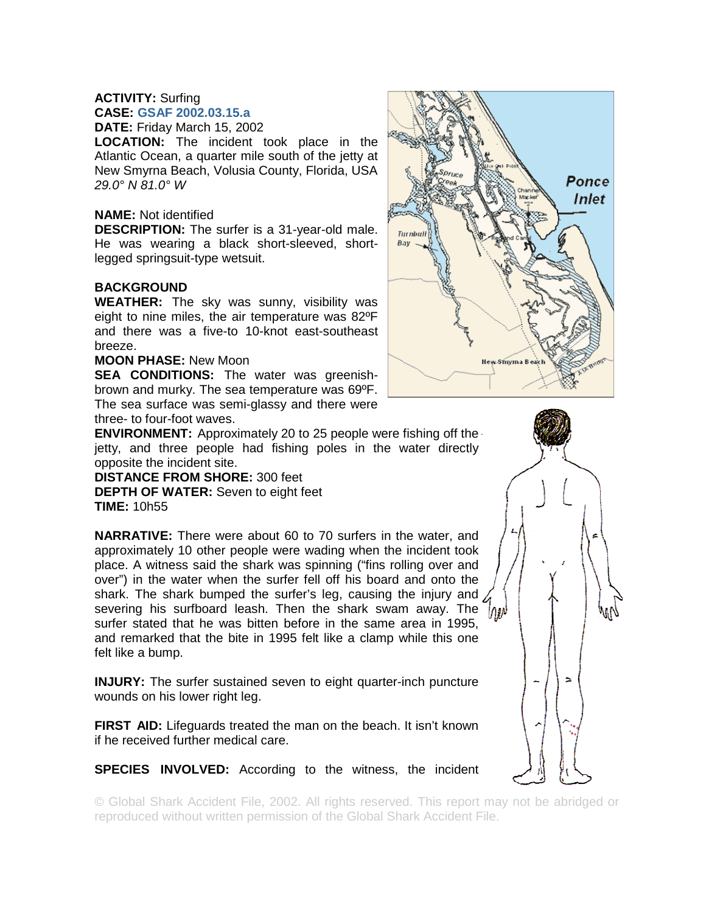**ACTIVITY:** Surfing
**CASE:** GSAF 2002.03.15.a
**DATE:** Friday March 15, 2002
**LOCATION:** The incident took place in the Atlantic Ocean, a quarter mile south of the jetty at New Smyrna Beach, Volusia County, Florida, USA
*29.0° N 81.0° W*

**NAME:** Not identified
**DESCRIPTION:** The surfer is a 31-year-old male. He was wearing a black short-sleeved, short-legged springsuit-type wetsuit.

**BACKGROUND**
**WEATHER:** The sky was sunny, visibility was eight to nine miles, the air temperature was 82ºF and there was a five-to 10-knot east-southeast breeze.
**MOON PHASE:** New Moon
**SEA CONDITIONS:** The water was greenish-brown and murky. The sea temperature was 69ºF. The sea surface was semi-glassy and there were three- to four-foot waves.
**ENVIRONMENT:** Approximately 20 to 25 people were fishing off the jetty, and three people had fishing poles in the water directly opposite the incident site.
**DISTANCE FROM SHORE:** 300 feet
**DEPTH OF WATER:** Seven to eight feet
**TIME:** 10h55

**NARRATIVE:** There were about 60 to 70 surfers in the water, and approximately 10 other people were wading when the incident took place. A witness said the shark was spinning ("fins rolling over and over") in the water when the surfer fell off his board and onto the shark. The shark bumped the surfer's leg, causing the injury and severing his surfboard leash. Then the shark swam away. The surfer stated that he was bitten before in the same area in 1995, and remarked that the bite in 1995 felt like a clamp while this one felt like a bump.

**INJURY:** The surfer sustained seven to eight quarter-inch puncture wounds on his lower right leg.

**FIRST AID:** Lifeguards treated the man on the beach. It isn't known if he received further medical care.

**SPECIES INVOLVED:** According to the witness, the incident

© Global Shark Accident File, 2002. All rights reserved. This report may not be abridged or reproduced without written permission of the Global Shark Accident File.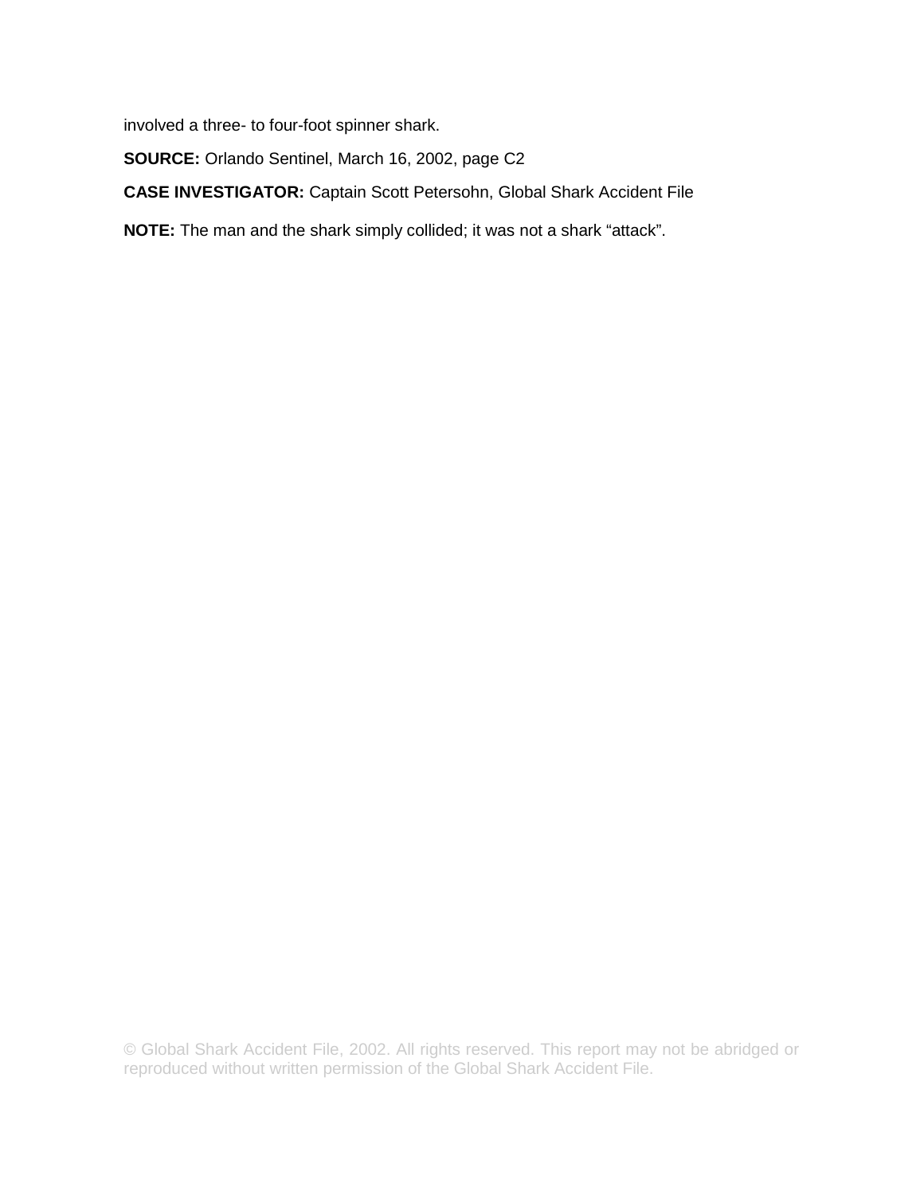involved a three- to four-foot spinner shark.

**SOURCE:** Orlando Sentinel, March 16, 2002, page C2

**CASE INVESTIGATOR:** Captain Scott Petersohn, Global Shark Accident File

**NOTE:** The man and the shark simply collided; it was not a shark “attack”.

© Global Shark Accident File, 2002. All rights reserved. This report may not be abridged or reproduced without written permission of the Global Shark Accident File.